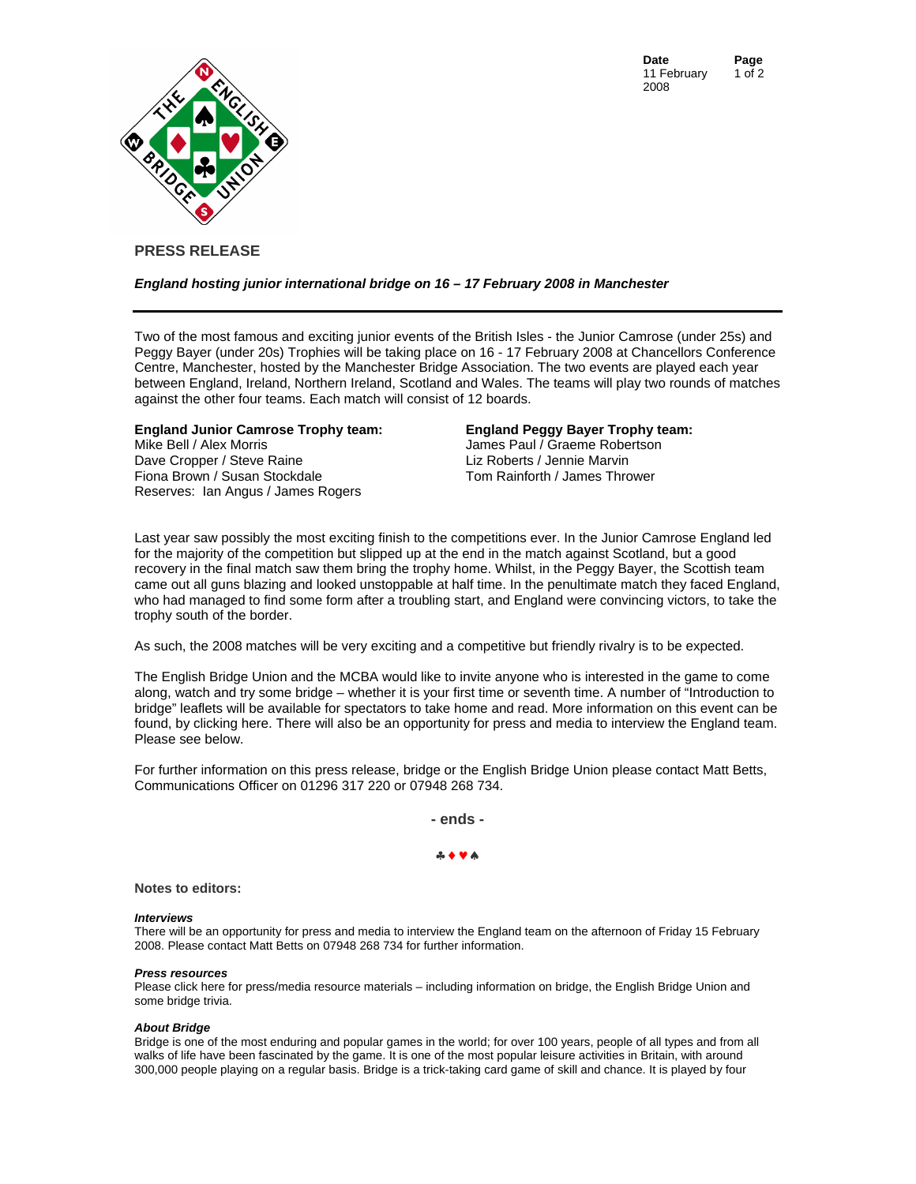**Date** 11 February 2008

# PRESS RELEASE

***England hosting junior international bridge on 16 – 17 February 2008 in Manchester***

---

Two of the most famous and exciting junior events of the British Isles - the Junior Camrose (under 25s) and Peggy Bayer (under 20s) Trophies will be taking place on 16 - 17 February 2008 at Chancellors Conference Centre, Manchester, hosted by the Manchester Bridge Association. The two events are played each year between England, Ireland, Northern Ireland, Scotland and Wales. The teams will play two rounds of matches against the other four teams. Each match will consist of 12 boards.

**England Junior Camrose Trophy team:**
Mike Bell / Alex Morris
Dave Cropper / Steve Raine
Fiona Brown / Susan Stockdale
Reserves: Ian Angus / James Rogers

**England Peggy Bayer Trophy team:**
James Paul / Graeme Robertson
Liz Roberts / Jennie Marvin
Tom Rainforth / James Thrower

Last year saw possibly the most exciting finish to the competitions ever. In the Junior Camrose England led for the majority of the competition but slipped up at the end in the match against Scotland, but a good recovery in the final match saw them bring the trophy home. Whilst, in the Peggy Bayer, the Scottish team came out all guns blazing and looked unstoppable at half time. In the penultimate match they faced England, who had managed to find some form after a troubling start, and England were convincing victors, to take the trophy south of the border.

As such, the 2008 matches will be very exciting and a competitive but friendly rivalry is to be expected.

The English Bridge Union and the MCBA would like to invite anyone who is interested in the game to come along, watch and try some bridge – whether it is your first time or seventh time. A number of "Introduction to bridge" leaflets will be available for spectators to take home and read. More information on this event can be found, by clicking here. There will also be an opportunity for press and media to interview the England team. Please see below.

For further information on this press release, bridge or the English Bridge Union please contact Matt Betts, Communications Officer on 01296 317 220 or 07948 268 734.

**- ends -**

♣♦♥♠

**Notes to editors:**

***Interviews***
There will be an opportunity for press and media to interview the England team on the afternoon of Friday 15 February 2008. Please contact Matt Betts on 07948 268 734 for further information.

***Press resources***
Please click here for press/media resource materials – including information on bridge, the English Bridge Union and some bridge trivia.

***About Bridge***
Bridge is one of the most enduring and popular games in the world; for over 100 years, people of all types and from all walks of life have been fascinated by the game. It is one of the most popular leisure activities in Britain, with around 300,000 people playing on a regular basis. Bridge is a trick-taking card game of skill and chance. It is played by four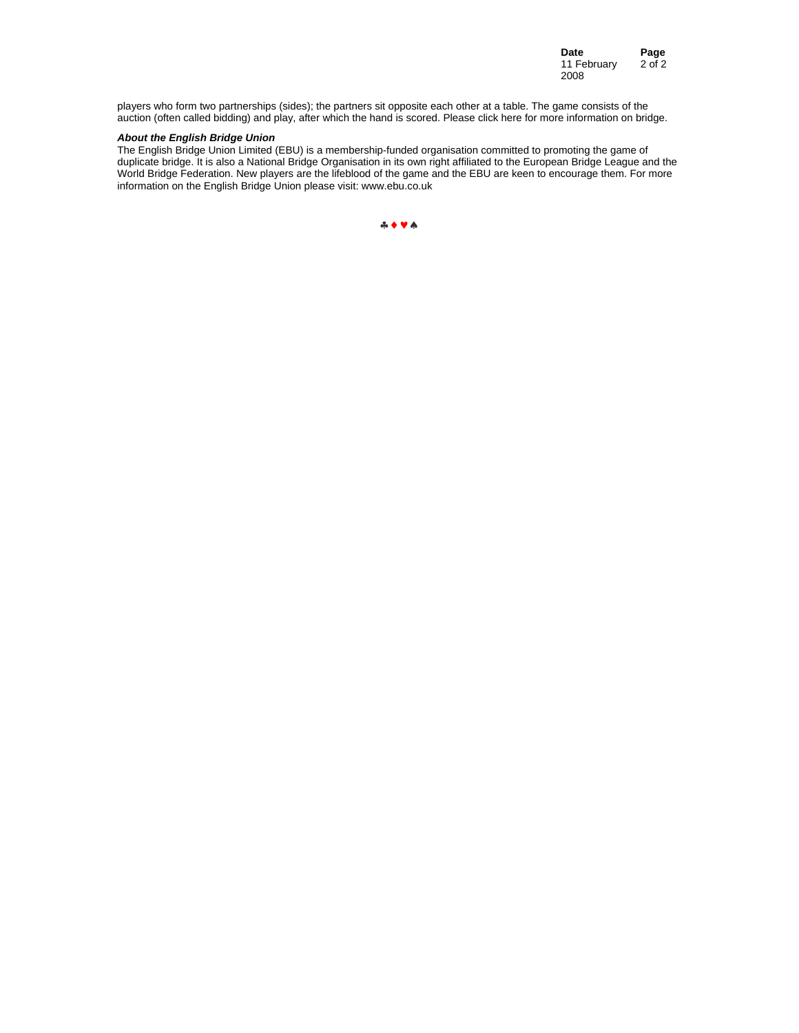players who form two partnerships (sides); the partners sit opposite each other at a table. The game consists of the auction (often called bidding) and play, after which the hand is scored. Please click here for more information on bridge.

***About the English Bridge Union***

The English Bridge Union Limited (EBU) is a membership-funded organisation committed to promoting the game of duplicate bridge. It is also a National Bridge Organisation in its own right affiliated to the European Bridge League and the World Bridge Federation. New players are the lifeblood of the game and the EBU are keen to encourage them. For more information on the English Bridge Union please visit: www.ebu.co.uk

♣ ♦ ♥ ♠